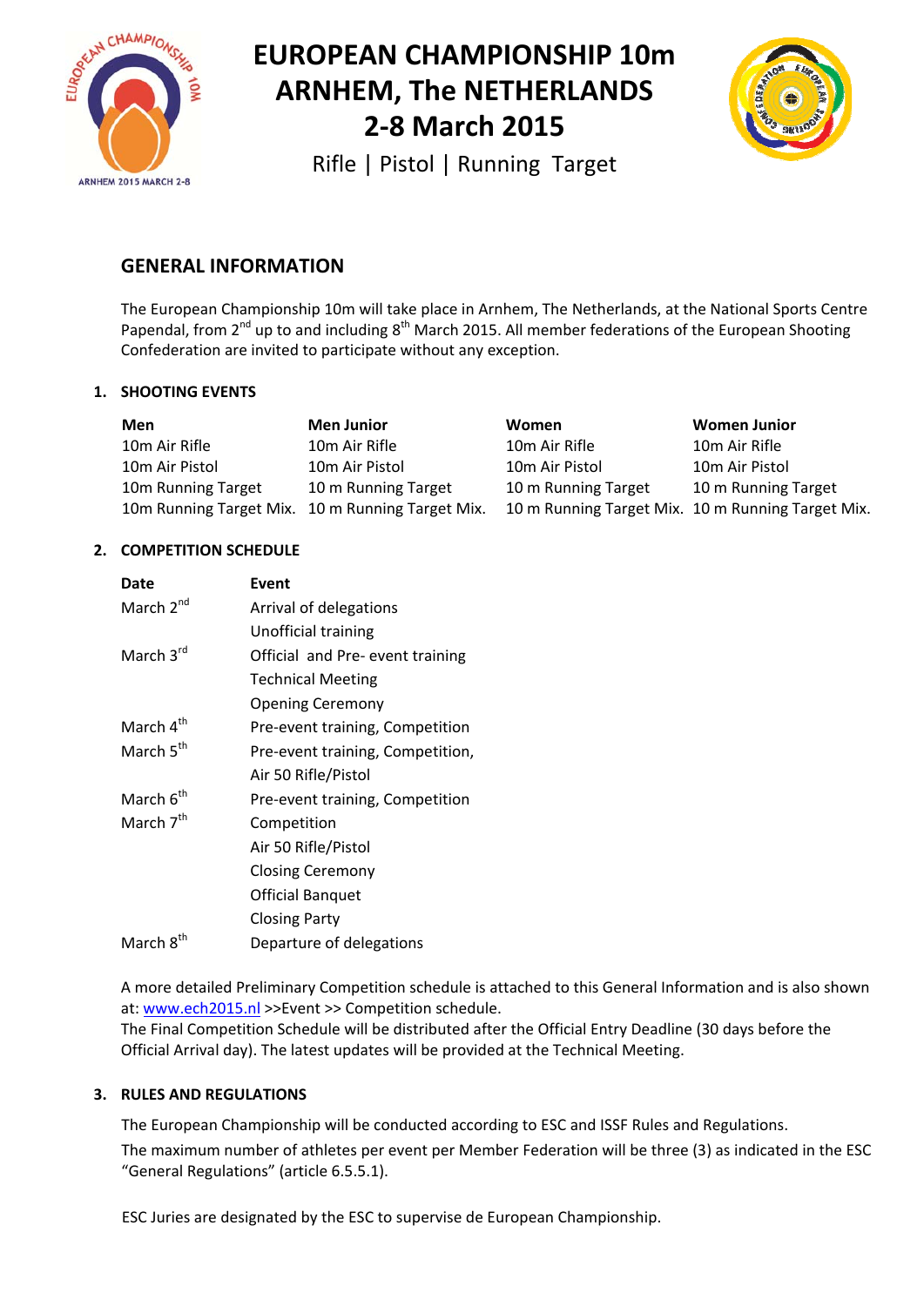# EUROPEAN CHAMPIONSHIP 10m
# ARNHEM, The NETHERLANDS
# 2-8 March 2015

Rifle | Pistol | Running Target

## GENERAL INFORMATION

The European Championship 10m will take place in Arnhem, The Netherlands, at the National Sports Centre Papendal, from 2nd up to and including 8th March 2015. All member federations of the European Shooting Confederation are invited to participate without any exception.

### 1. SHOOTING EVENTS

| Men | Men Junior | Women | Women Junior |
|---|---|---|---|
| 10m Air Rifle | 10m Air Rifle | 10m Air Rifle | 10m Air Rifle |
| 10m Air Pistol | 10m Air Pistol | 10m Air Pistol | 10m Air Pistol |
| 10m Running Target | 10 m Running Target | 10 m Running Target | 10 m Running Target |
| 10m Running Target Mix. | 10 m Running Target Mix. | 10 m Running Target Mix. | 10 m Running Target Mix. |

### 2. COMPETITION SCHEDULE

| Date | Event |
|---|---|
| March 2nd | Arrival of delegations |
| | Unofficial training |
| March 3rd | Official and Pre- event training |
| | Technical Meeting |
| | Opening Ceremony |
| March 4th | Pre-event training, Competition |
| March 5th | Pre-event training, Competition, |
| | Air 50 Rifle/Pistol |
| March 6th | Pre-event training, Competition |
| March 7th | Competition |
| | Air 50 Rifle/Pistol |
| | Closing Ceremony |
| | Official Banquet |
| | Closing Party |
| March 8th | Departure of delegations |

A more detailed Preliminary Competition schedule is attached to this General Information and is also shown at: www.ech2015.nl >>Event >> Competition schedule.
The Final Competition Schedule will be distributed after the Official Entry Deadline (30 days before the Official Arrival day). The latest updates will be provided at the Technical Meeting.

### 3. RULES AND REGULATIONS

The European Championship will be conducted according to ESC and ISSF Rules and Regulations.

The maximum number of athletes per event per Member Federation will be three (3) as indicated in the ESC "General Regulations" (article 6.5.5.1).

ESC Juries are designated by the ESC to supervise de European Championship.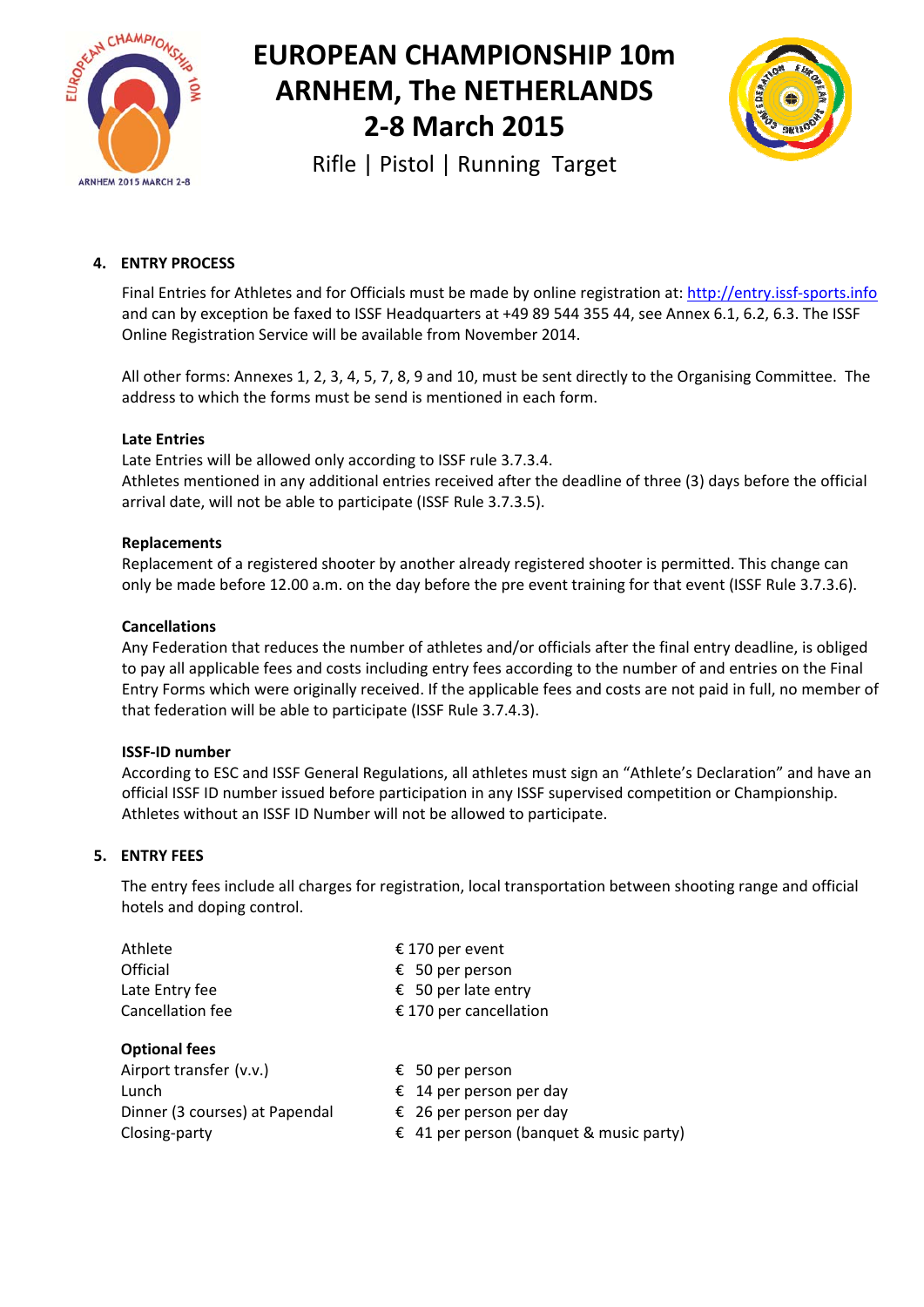# EUROPEAN CHAMPIONSHIP 10m
# ARNHEM, The NETHERLANDS
# 2-8 March 2015

Rifle | Pistol | Running Target

## 4. ENTRY PROCESS

Final Entries for Athletes and for Officials must be made by online registration at: http://entry.issf-sports.info and can by exception be faxed to ISSF Headquarters at +49 89 544 355 44, see Annex 6.1, 6.2, 6.3. The ISSF Online Registration Service will be available from November 2014.

All other forms: Annexes 1, 2, 3, 4, 5, 7, 8, 9 and 10, must be sent directly to the Organising Committee. The address to which the forms must be send is mentioned in each form.

**Late Entries**
Late Entries will be allowed only according to ISSF rule 3.7.3.4.
Athletes mentioned in any additional entries received after the deadline of three (3) days before the official arrival date, will not be able to participate (ISSF Rule 3.7.3.5).

**Replacements**
Replacement of a registered shooter by another already registered shooter is permitted. This change can only be made before 12.00 a.m. on the day before the pre event training for that event (ISSF Rule 3.7.3.6).

**Cancellations**
Any Federation that reduces the number of athletes and/or officials after the final entry deadline, is obliged to pay all applicable fees and costs including entry fees according to the number of and entries on the Final Entry Forms which were originally received. If the applicable fees and costs are not paid in full, no member of that federation will be able to participate (ISSF Rule 3.7.4.3).

**ISSF-ID number**
According to ESC and ISSF General Regulations, all athletes must sign an "Athlete's Declaration" and have an official ISSF ID number issued before participation in any ISSF supervised competition or Championship. Athletes without an ISSF ID Number will not be allowed to participate.

## 5. ENTRY FEES

The entry fees include all charges for registration, local transportation between shooting range and official hotels and doping control.

| | |
|---|---|
| Athlete | € 170 per event |
| Official | € 50 per person |
| Late Entry fee | € 50 per late entry |
| Cancellation fee | € 170 per cancellation |

**Optional fees**

| | |
|---|---|
| Airport transfer (v.v.) | € 50 per person |
| Lunch | € 14 per person per day |
| Dinner (3 courses) at Papendal | € 26 per person per day |
| Closing-party | € 41 per person (banquet & music party) |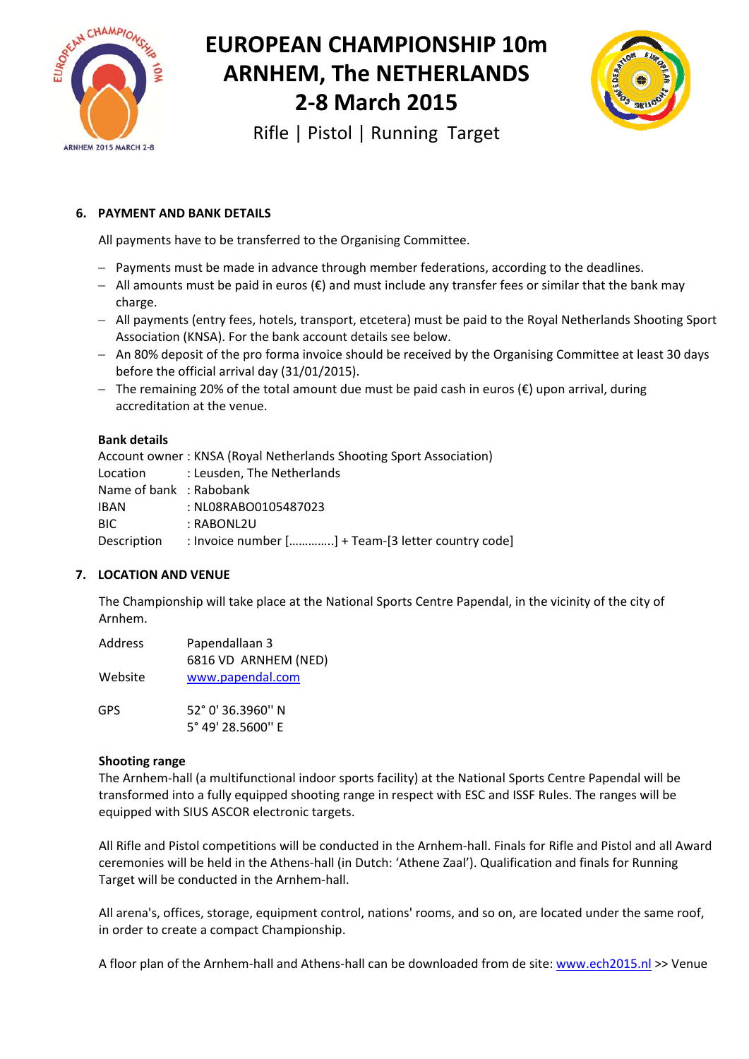# EUROPEAN CHAMPIONSHIP 10m ARNHEM, The NETHERLANDS 2-8 March 2015

Rifle | Pistol | Running Target

## 6. PAYMENT AND BANK DETAILS

All payments have to be transferred to the Organising Committee.

- Payments must be made in advance through member federations, according to the deadlines.
- All amounts must be paid in euros (€) and must include any transfer fees or similar that the bank may charge.
- All payments (entry fees, hotels, transport, etcetera) must be paid to the Royal Netherlands Shooting Sport Association (KNSA). For the bank account details see below.
- An 80% deposit of the pro forma invoice should be received by the Organising Committee at least 30 days before the official arrival day (31/01/2015).
- The remaining 20% of the total amount due must be paid cash in euros (€) upon arrival, during accreditation at the venue.

**Bank details**

Account owner : KNSA (Royal Netherlands Shooting Sport Association)
Location : Leusden, The Netherlands
Name of bank : Rabobank
IBAN : NL08RABO0105487023
BIC : RABONL2U
Description : Invoice number [………….] + Team-[3 letter country code]

## 7. LOCATION AND VENUE

The Championship will take place at the National Sports Centre Papendal, in the vicinity of the city of Arnhem.

Address Papendallaan 3
6816 VD ARNHEM (NED)
Website www.papendal.com

GPS 52° 0' 36.3960'' N
5° 49' 28.5600'' E

**Shooting range**

The Arnhem-hall (a multifunctional indoor sports facility) at the National Sports Centre Papendal will be transformed into a fully equipped shooting range in respect with ESC and ISSF Rules. The ranges will be equipped with SIUS ASCOR electronic targets.

All Rifle and Pistol competitions will be conducted in the Arnhem-hall. Finals for Rifle and Pistol and all Award ceremonies will be held in the Athens-hall (in Dutch: 'Athene Zaal'). Qualification and finals for Running Target will be conducted in the Arnhem-hall.

All arena's, offices, storage, equipment control, nations' rooms, and so on, are located under the same roof, in order to create a compact Championship.

A floor plan of the Arnhem-hall and Athens-hall can be downloaded from de site: www.ech2015.nl >> Venue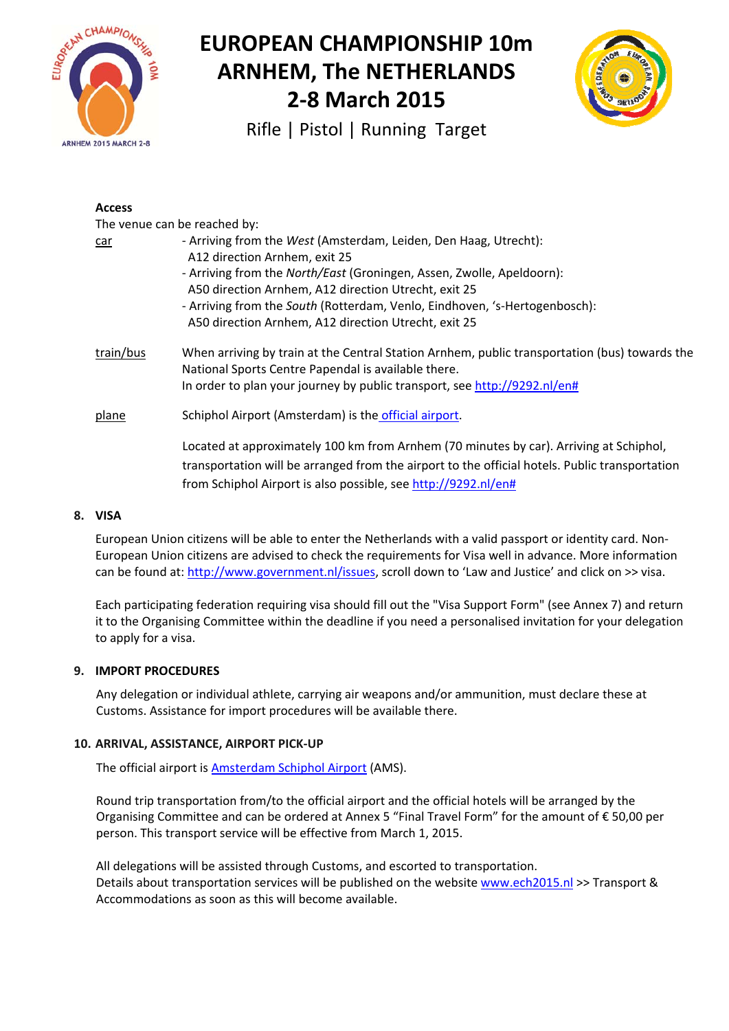# EUROPEAN CHAMPIONSHIP 10m ARNHEM, The NETHERLANDS 2-8 March 2015

Rifle | Pistol | Running Target

**Access**

The venue can be reached by:

car
- Arriving from the *West* (Amsterdam, Leiden, Den Haag, Utrecht): A12 direction Arnhem, exit 25
- Arriving from the *North/East* (Groningen, Assen, Zwolle, Apeldoorn): A50 direction Arnhem, A12 direction Utrecht, exit 25
- Arriving from the *South* (Rotterdam, Venlo, Eindhoven, 's-Hertogenbosch): A50 direction Arnhem, A12 direction Utrecht, exit 25

train/bus
When arriving by train at the Central Station Arnhem, public transportation (bus) towards the National Sports Centre Papendal is available there.
In order to plan your journey by public transport, see http://9292.nl/en#

plane
Schiphol Airport (Amsterdam) is the official airport.

Located at approximately 100 km from Arnhem (70 minutes by car). Arriving at Schiphol, transportation will be arranged from the airport to the official hotels. Public transportation from Schiphol Airport is also possible, see http://9292.nl/en#

## 8. VISA

European Union citizens will be able to enter the Netherlands with a valid passport or identity card. Non-European Union citizens are advised to check the requirements for Visa well in advance. More information can be found at: http://www.government.nl/issues, scroll down to 'Law and Justice' and click on >> visa.

Each participating federation requiring visa should fill out the "Visa Support Form" (see Annex 7) and return it to the Organising Committee within the deadline if you need a personalised invitation for your delegation to apply for a visa.

## 9. IMPORT PROCEDURES

Any delegation or individual athlete, carrying air weapons and/or ammunition, must declare these at Customs. Assistance for import procedures will be available there.

## 10. ARRIVAL, ASSISTANCE, AIRPORT PICK-UP

The official airport is Amsterdam Schiphol Airport (AMS).

Round trip transportation from/to the official airport and the official hotels will be arranged by the Organising Committee and can be ordered at Annex 5 "Final Travel Form" for the amount of € 50,00 per person. This transport service will be effective from March 1, 2015.

All delegations will be assisted through Customs, and escorted to transportation.
Details about transportation services will be published on the website www.ech2015.nl >> Transport & Accommodations as soon as this will become available.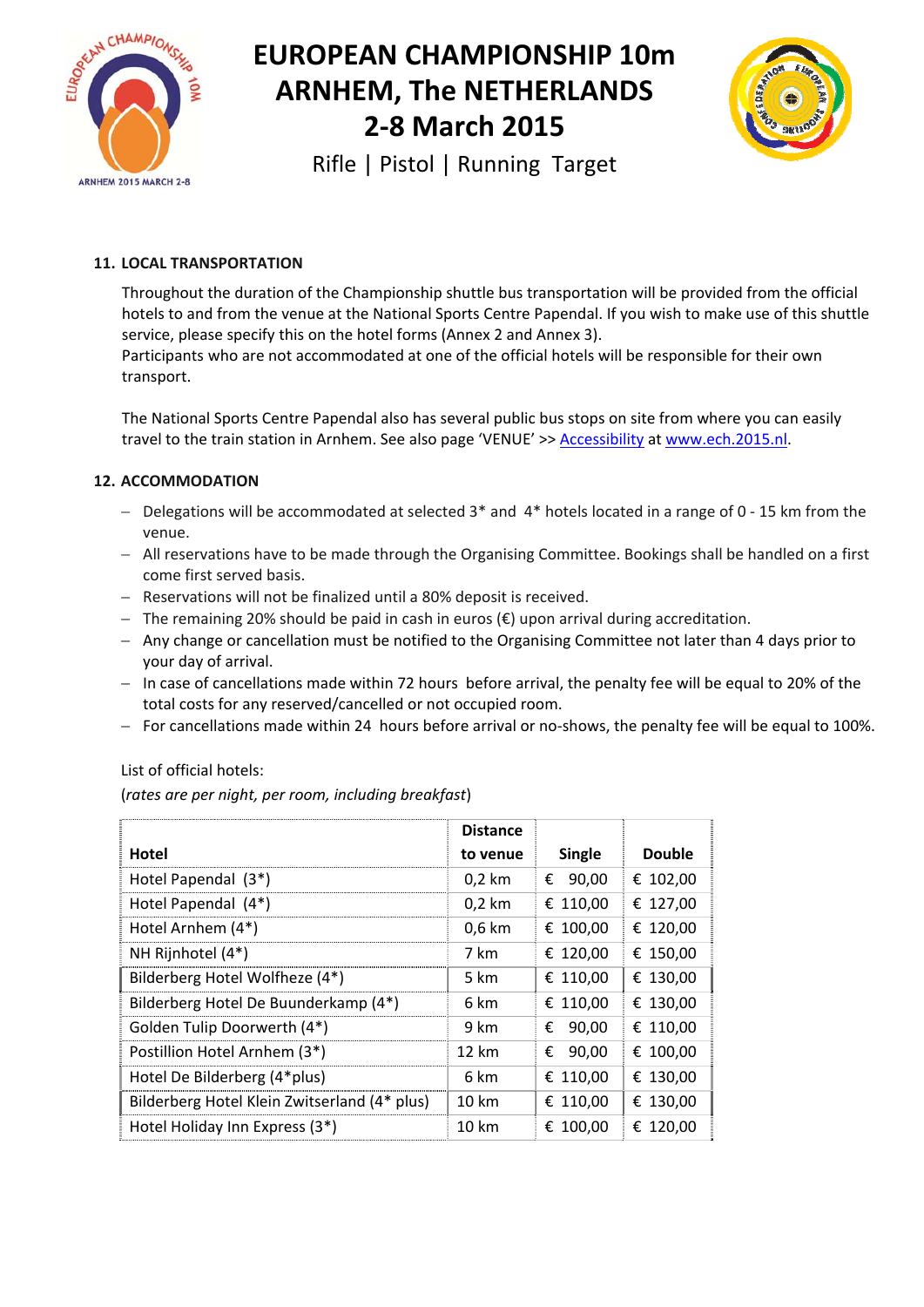# EUROPEAN CHAMPIONSHIP 10m ARNHEM, The NETHERLANDS 2-8 March 2015

Rifle | Pistol | Running Target

## 11. LOCAL TRANSPORTATION

Throughout the duration of the Championship shuttle bus transportation will be provided from the official hotels to and from the venue at the National Sports Centre Papendal. If you wish to make use of this shuttle service, please specify this on the hotel forms (Annex 2 and Annex 3).
Participants who are not accommodated at one of the official hotels will be responsible for their own transport.

The National Sports Centre Papendal also has several public bus stops on site from where you can easily travel to the train station in Arnhem. See also page 'VENUE' >> Accessibility at www.ech.2015.nl.

## 12. ACCOMMODATION

- Delegations will be accommodated at selected 3* and 4* hotels located in a range of 0 - 15 km from the venue.
- All reservations have to be made through the Organising Committee. Bookings shall be handled on a first come first served basis.
- Reservations will not be finalized until a 80% deposit is received.
- The remaining 20% should be paid in cash in euros (€) upon arrival during accreditation.
- Any change or cancellation must be notified to the Organising Committee not later than 4 days prior to your day of arrival.
- In case of cancellations made within 72 hours before arrival, the penalty fee will be equal to 20% of the total costs for any reserved/cancelled or not occupied room.
- For cancellations made within 24 hours before arrival or no-shows, the penalty fee will be equal to 100%.

List of official hotels:

(*rates are per night, per room, including breakfast*)

| Hotel | Distance to venue | Single | Double |
|---|---|---|---|
| Hotel Papendal (3*) | 0,2 km | € 90,00 | € 102,00 |
| Hotel Papendal (4*) | 0,2 km | € 110,00 | € 127,00 |
| Hotel Arnhem (4*) | 0,6 km | € 100,00 | € 120,00 |
| NH Rijnhotel (4*) | 7 km | € 120,00 | € 150,00 |
| Bilderberg Hotel Wolfheze (4*) | 5 km | € 110,00 | € 130,00 |
| Bilderberg Hotel De Buunderkamp (4*) | 6 km | € 110,00 | € 130,00 |
| Golden Tulip Doorwerth (4*) | 9 km | € 90,00 | € 110,00 |
| Postillion Hotel Arnhem (3*) | 12 km | € 90,00 | € 100,00 |
| Hotel De Bilderberg (4*plus) | 6 km | € 110,00 | € 130,00 |
| Bilderberg Hotel Klein Zwitserland (4* plus) | 10 km | € 110,00 | € 130,00 |
| Hotel Holiday Inn Express (3*) | 10 km | € 100,00 | € 120,00 |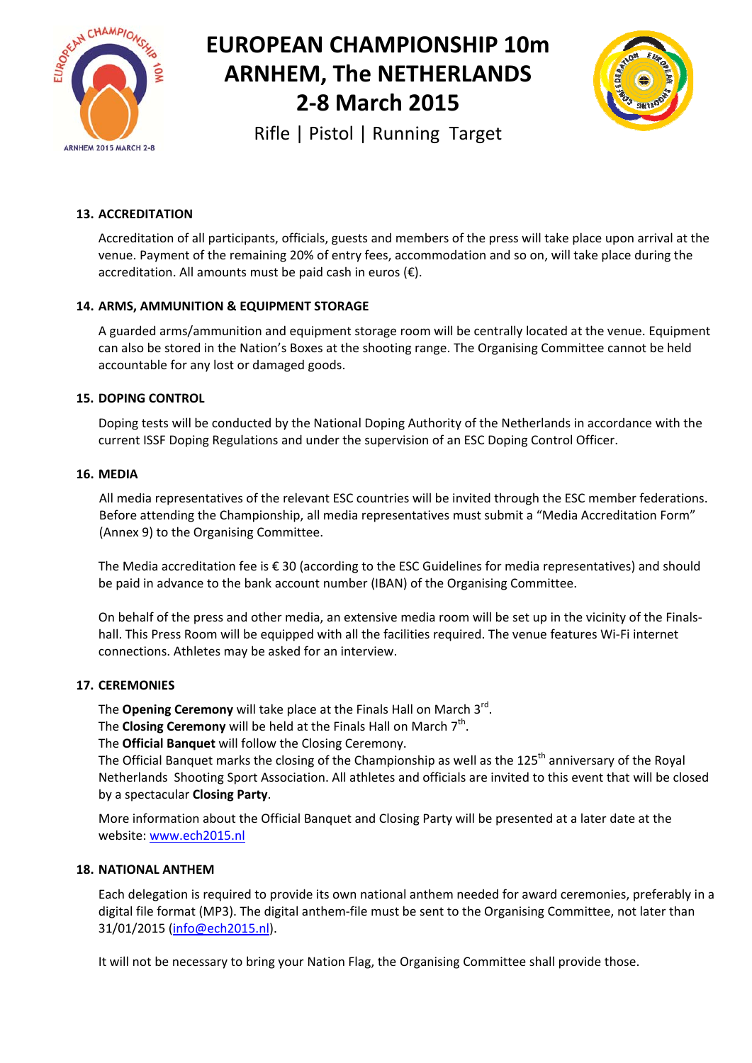## 13. ACCREDITATION

Accreditation of all participants, officials, guests and members of the press will take place upon arrival at the venue. Payment of the remaining 20% of entry fees, accommodation and so on, will take place during the accreditation. All amounts must be paid cash in euros (€).

## 14. ARMS, AMMUNITION & EQUIPMENT STORAGE

A guarded arms/ammunition and equipment storage room will be centrally located at the venue. Equipment can also be stored in the Nation's Boxes at the shooting range. The Organising Committee cannot be held accountable for any lost or damaged goods.

## 15. DOPING CONTROL

Doping tests will be conducted by the National Doping Authority of the Netherlands in accordance with the current ISSF Doping Regulations and under the supervision of an ESC Doping Control Officer.

## 16. MEDIA

All media representatives of the relevant ESC countries will be invited through the ESC member federations. Before attending the Championship, all media representatives must submit a "Media Accreditation Form" (Annex 9) to the Organising Committee.

The Media accreditation fee is € 30 (according to the ESC Guidelines for media representatives) and should be paid in advance to the bank account number (IBAN) of the Organising Committee.

On behalf of the press and other media, an extensive media room will be set up in the vicinity of the Finals-hall. This Press Room will be equipped with all the facilities required. The venue features Wi-Fi internet connections. Athletes may be asked for an interview.

## 17. CEREMONIES

The **Opening Ceremony** will take place at the Finals Hall on March 3rd.
The **Closing Ceremony** will be held at the Finals Hall on March 7th.
The **Official Banquet** will follow the Closing Ceremony.
The Official Banquet marks the closing of the Championship as well as the 125th anniversary of the Royal Netherlands Shooting Sport Association. All athletes and officials are invited to this event that will be closed by a spectacular **Closing Party**.

More information about the Official Banquet and Closing Party will be presented at a later date at the website: www.ech2015.nl

## 18. NATIONAL ANTHEM

Each delegation is required to provide its own national anthem needed for award ceremonies, preferably in a digital file format (MP3). The digital anthem-file must be sent to the Organising Committee, not later than 31/01/2015 (info@ech2015.nl).

It will not be necessary to bring your Nation Flag, the Organising Committee shall provide those.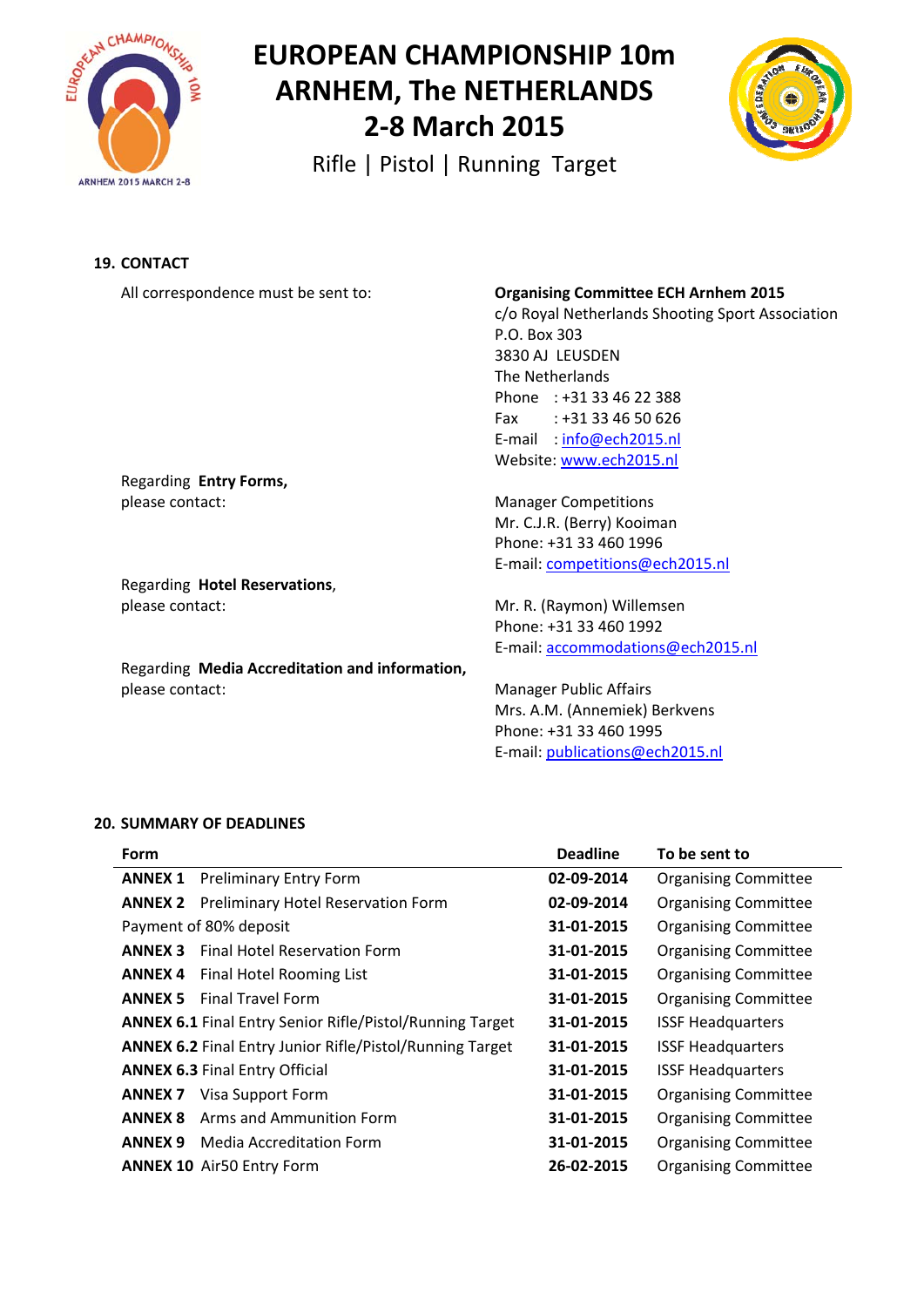# EUROPEAN CHAMPIONSHIP 10m
# ARNHEM, The NETHERLANDS
# 2-8 March 2015

Rifle | Pistol | Running Target

## 19. CONTACT

All correspondence must be sent to:

**Organising Committee ECH Arnhem 2015**
c/o Royal Netherlands Shooting Sport Association
P.O. Box 303
3830 AJ LEUSDEN
The Netherlands
Phone : +31 33 46 22 388
Fax : +31 33 46 50 626
E-mail : info@ech2015.nl
Website: www.ech2015.nl

Regarding **Entry Forms,**
please contact:

Manager Competitions
Mr. C.J.R. (Berry) Kooiman
Phone: +31 33 460 1996
E-mail: competitions@ech2015.nl

Regarding **Hotel Reservations**,
please contact:

Mr. R. (Raymon) Willemsen
Phone: +31 33 460 1992
E-mail: accommodations@ech2015.nl

Regarding **Media Accreditation and information,**
please contact:

Manager Public Affairs
Mrs. A.M. (Annemiek) Berkvens
Phone: +31 33 460 1995
E-mail: publications@ech2015.nl

## 20. SUMMARY OF DEADLINES

| Form | Deadline | To be sent to |
|---|---|---|
| **ANNEX 1** Preliminary Entry Form | **02-09-2014** | Organising Committee |
| **ANNEX 2** Preliminary Hotel Reservation Form | **02-09-2014** | Organising Committee |
| Payment of 80% deposit | **31-01-2015** | Organising Committee |
| **ANNEX 3** Final Hotel Reservation Form | **31-01-2015** | Organising Committee |
| **ANNEX 4** Final Hotel Rooming List | **31-01-2015** | Organising Committee |
| **ANNEX 5** Final Travel Form | **31-01-2015** | Organising Committee |
| **ANNEX 6.1** Final Entry Senior Rifle/Pistol/Running Target | **31-01-2015** | ISSF Headquarters |
| **ANNEX 6.2** Final Entry Junior Rifle/Pistol/Running Target | **31-01-2015** | ISSF Headquarters |
| **ANNEX 6.3** Final Entry Official | **31-01-2015** | ISSF Headquarters |
| **ANNEX 7** Visa Support Form | **31-01-2015** | Organising Committee |
| **ANNEX 8** Arms and Ammunition Form | **31-01-2015** | Organising Committee |
| **ANNEX 9** Media Accreditation Form | **31-01-2015** | Organising Committee |
| **ANNEX 10** Air50 Entry Form | **26-02-2015** | Organising Committee |